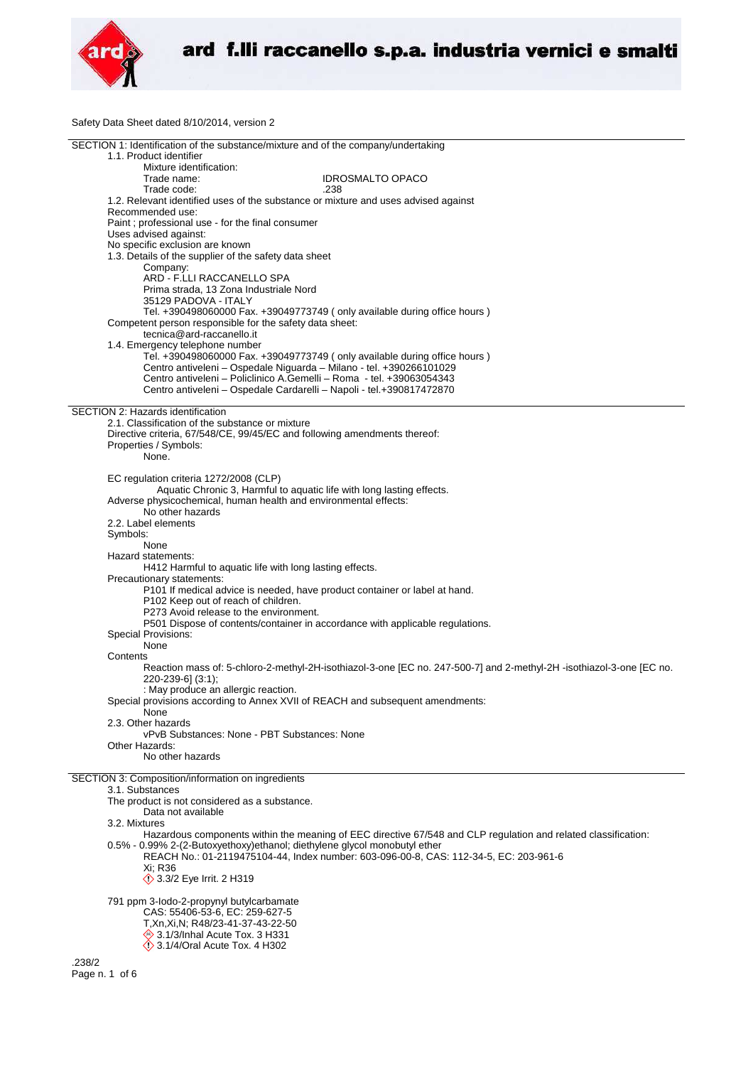Safety Data Sheet dated 8/10/2014, version 2

## SECTION 1: Identification of the substance/mixture and of the company/undertaking

1.1. Product identifier

Mixture identification:

Trade name: IDROSMALTO OPACO

Trade code: .238

1.2. Relevant identified uses of the substance or mixture and uses advised against

Recommended use:

Paint ; professional use - for the final consumer

Uses advised against:

No specific exclusion are known

1.3. Details of the supplier of the safety data sheet

Company:

ARD - F.LLI RACCANELLO SPA
Prima strada, 13 Zona Industriale Nord
35129 PADOVA - ITALY
Tel. +390498060000 Fax. +39049773749 ( only available during office hours )

Competent person responsible for the safety data sheet:

tecnica@ard-raccanello.it

1.4. Emergency telephone number

Tel. +390498060000 Fax. +39049773749 ( only available during office hours )
Centro antiveleni – Ospedale Niguarda – Milano - tel. +390266101029
Centro antiveleni – Policlinico A.Gemelli – Roma - tel. +39063054343
Centro antiveleni – Ospedale Cardarelli – Napoli - tel.+390817472870

## SECTION 2: Hazards identification

2.1. Classification of the substance or mixture

Directive criteria, 67/548/CE, 99/45/EC and following amendments thereof:

Properties / Symbols:

None.

EC regulation criteria 1272/2008 (CLP)

Aquatic Chronic 3, Harmful to aquatic life with long lasting effects.

Adverse physicochemical, human health and environmental effects:

No other hazards

2.2. Label elements

Symbols:

None

Hazard statements:

H412 Harmful to aquatic life with long lasting effects.

Precautionary statements:

P101 If medical advice is needed, have product container or label at hand.
P102 Keep out of reach of children.
P273 Avoid release to the environment.
P501 Dispose of contents/container in accordance with applicable regulations.

Special Provisions:

None

Contents

Reaction mass of: 5-chloro-2-methyl-2H-isothiazol-3-one [EC no. 247-500-7] and 2-methyl-2H -isothiazol-3-one [EC no. 220-239-6] (3:1);
: May produce an allergic reaction.

Special provisions according to Annex XVII of REACH and subsequent amendments:

None

2.3. Other hazards

vPvB Substances: None - PBT Substances: None

Other Hazards:

No other hazards

## SECTION 3: Composition/information on ingredients

3.1. Substances

The product is not considered as a substance.

Data not available

3.2. Mixtures

Hazardous components within the meaning of EEC directive 67/548 and CLP regulation and related classification:

0.5% - 0.99% 2-(2-Butoxyethoxy)ethanol; diethylene glycol monobutyl ether
REACH No.: 01-2119475104-44, Index number: 603-096-00-8, CAS: 112-34-5, EC: 203-961-6
Xi; R36
3.3/2 Eye Irrit. 2 H319

791 ppm 3-Iodo-2-propynyl butylcarbamate
CAS: 55406-53-6, EC: 259-627-5
T,Xn,Xi,N; R48/23-41-37-43-22-50
3.1/3/Inhal Acute Tox. 3 H331
3.1/4/Oral Acute Tox. 4 H302

.238/2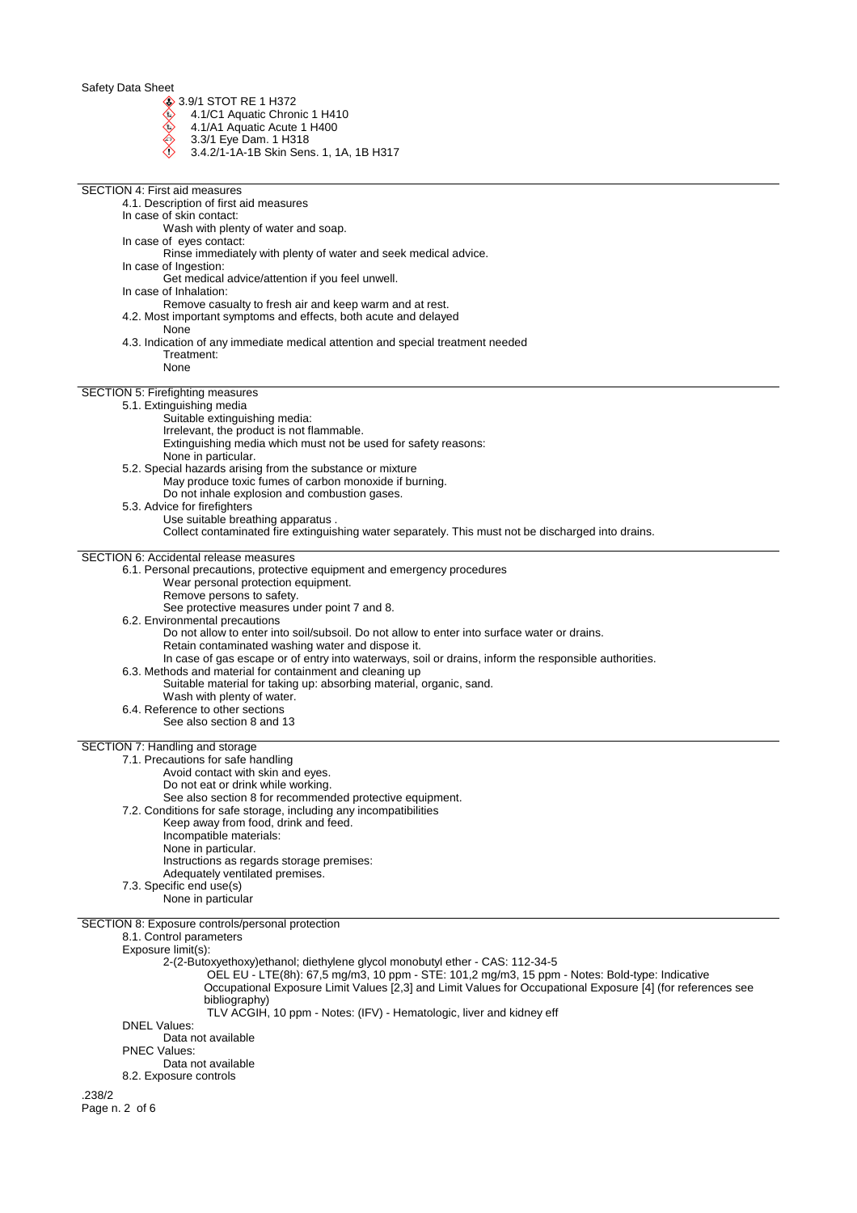- 3.9/1 STOT RE 1 H372
- 4.1/C1 Aquatic Chronic 1 H410
- 4.1/A1 Aquatic Acute 1 H400
- 3.3/1 Eye Dam. 1 H318
- 3.4.2/1-1A-1B Skin Sens. 1, 1A, 1B H317

## SECTION 4: First aid measures

4.1. Description of first aid measures

In case of skin contact:

Wash with plenty of water and soap.

In case of eyes contact:

Rinse immediately with plenty of water and seek medical advice.

In case of Ingestion:

Get medical advice/attention if you feel unwell.

In case of Inhalation:

Remove casualty to fresh air and keep warm and at rest.

4.2. Most important symptoms and effects, both acute and delayed

None

4.3. Indication of any immediate medical attention and special treatment needed

Treatment:

None

## SECTION 5: Firefighting measures

5.1. Extinguishing media

Suitable extinguishing media:

Irrelevant, the product is not flammable.

Extinguishing media which must not be used for safety reasons:

None in particular.

5.2. Special hazards arising from the substance or mixture

May produce toxic fumes of carbon monoxide if burning.

Do not inhale explosion and combustion gases.

5.3. Advice for firefighters

Use suitable breathing apparatus .

Collect contaminated fire extinguishing water separately. This must not be discharged into drains.

## SECTION 6: Accidental release measures

6.1. Personal precautions, protective equipment and emergency procedures

Wear personal protection equipment.

Remove persons to safety.

See protective measures under point 7 and 8.

6.2. Environmental precautions

Do not allow to enter into soil/subsoil. Do not allow to enter into surface water or drains.

Retain contaminated washing water and dispose it.

In case of gas escape or of entry into waterways, soil or drains, inform the responsible authorities.

6.3. Methods and material for containment and cleaning up

Suitable material for taking up: absorbing material, organic, sand.

Wash with plenty of water.

6.4. Reference to other sections

See also section 8 and 13

## SECTION 7: Handling and storage

7.1. Precautions for safe handling

Avoid contact with skin and eyes.

Do not eat or drink while working.

See also section 8 for recommended protective equipment.

7.2. Conditions for safe storage, including any incompatibilities

Keep away from food, drink and feed.

Incompatible materials:

None in particular.

Instructions as regards storage premises:

Adequately ventilated premises.

7.3. Specific end use(s)

None in particular

## SECTION 8: Exposure controls/personal protection

8.1. Control parameters

Exposure limit(s):

2-(2-Butoxyethoxy)ethanol; diethylene glycol monobutyl ether - CAS: 112-34-5

OEL EU - LTE(8h): 67,5 mg/m3, 10 ppm - STE: 101,2 mg/m3, 15 ppm - Notes: Bold-type: Indicative Occupational Exposure Limit Values [2,3] and Limit Values for Occupational Exposure [4] (for references see bibliography)

TLV ACGIH, 10 ppm - Notes: (IFV) - Hematologic, liver and kidney eff

DNEL Values:

Data not available

PNEC Values:

Data not available

8.2. Exposure controls

.238/2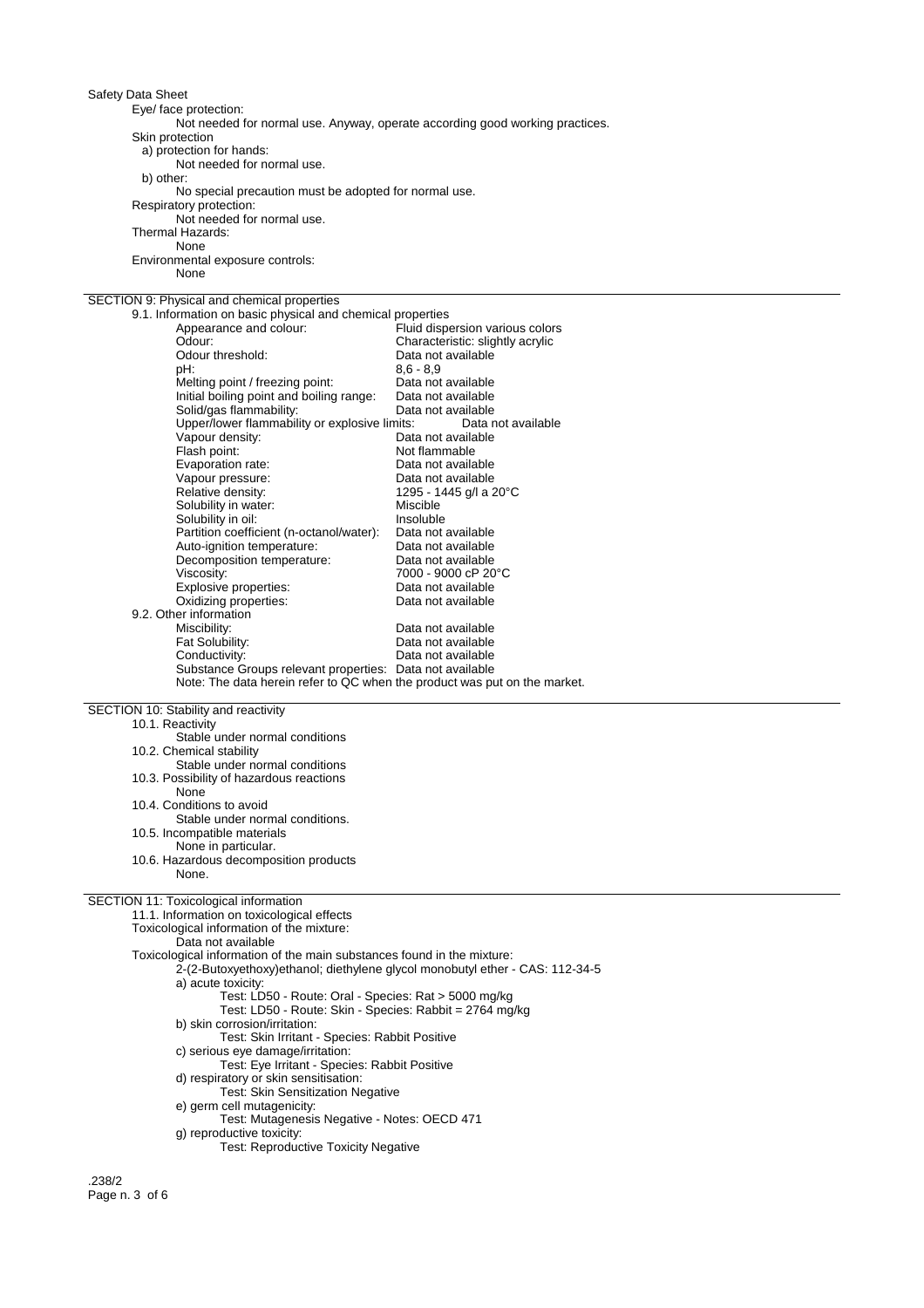Eye/ face protection:

Not needed for normal use. Anyway, operate according good working practices.

Skin protection

a) protection for hands:

Not needed for normal use.

b) other:

No special precaution must be adopted for normal use.

Respiratory protection:

Not needed for normal use.

Thermal Hazards:

None

Environmental exposure controls:

None

## SECTION 9: Physical and chemical properties

9.1. Information on basic physical and chemical properties

| | |
|---|---|
| Appearance and colour: | Fluid dispersion various colors |
| Odour: | Characteristic: slightly acrylic |
| Odour threshold: | Data not available |
| pH: | 8,6 - 8,9 |
| Melting point / freezing point: | Data not available |
| Initial boiling point and boiling range: | Data not available |
| Solid/gas flammability: | Data not available |
| Upper/lower flammability or explosive limits: | Data not available |
| Vapour density: | Data not available |
| Flash point: | Not flammable |
| Evaporation rate: | Data not available |
| Vapour pressure: | Data not available |
| Relative density: | 1295 - 1445 g/l a 20°C |
| Solubility in water: | Miscible |
| Solubility in oil: | Insoluble |
| Partition coefficient (n-octanol/water): | Data not available |
| Auto-ignition temperature: | Data not available |
| Decomposition temperature: | Data not available |
| Viscosity: | 7000 - 9000 cP 20°C |
| Explosive properties: | Data not available |
| Oxidizing properties: | Data not available |

9.2. Other information

| | |
|---|---|
| Miscibility: | Data not available |
| Fat Solubility: | Data not available |
| Conductivity: | Data not available |
| Substance Groups relevant properties: | Data not available |

Note: The data herein refer to QC when the product was put on the market.

## SECTION 10: Stability and reactivity

10.1. Reactivity

Stable under normal conditions

10.2. Chemical stability

Stable under normal conditions

10.3. Possibility of hazardous reactions

None

10.4. Conditions to avoid

Stable under normal conditions.

10.5. Incompatible materials

None in particular.

10.6. Hazardous decomposition products

None.

## SECTION 11: Toxicological information

11.1. Information on toxicological effects

Toxicological information of the mixture:

Data not available

Toxicological information of the main substances found in the mixture:

2-(2-Butoxyethoxy)ethanol; diethylene glycol monobutyl ether - CAS: 112-34-5

a) acute toxicity:

Test: LD50 - Route: Oral - Species: Rat > 5000 mg/kg

Test: LD50 - Route: Skin - Species: Rabbit = 2764 mg/kg

b) skin corrosion/irritation:

Test: Skin Irritant - Species: Rabbit Positive

c) serious eye damage/irritation:

Test: Eye Irritant - Species: Rabbit Positive

d) respiratory or skin sensitisation:

Test: Skin Sensitization Negative

e) germ cell mutagenicity:

Test: Mutagenesis Negative - Notes: OECD 471

g) reproductive toxicity:

Test: Reproductive Toxicity Negative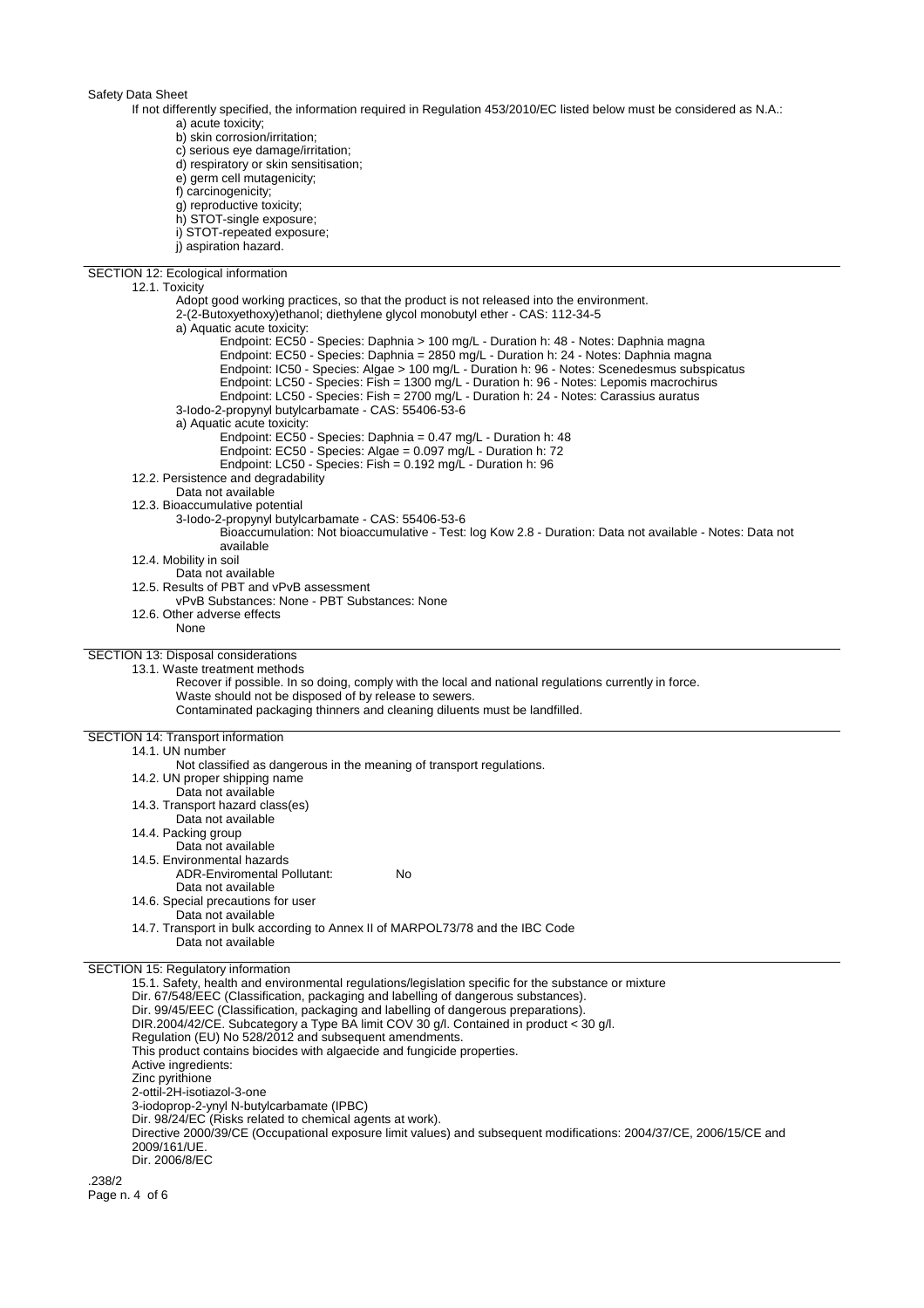Safety Data Sheet

If not differently specified, the information required in Regulation 453/2010/EC listed below must be considered as N.A.:

a) acute toxicity;
b) skin corrosion/irritation;
c) serious eye damage/irritation;
d) respiratory or skin sensitisation;
e) germ cell mutagenicity;
f) carcinogenicity;
g) reproductive toxicity;
h) STOT-single exposure;
i) STOT-repeated exposure;
j) aspiration hazard.

## SECTION 12: Ecological information

### 12.1. Toxicity

Adopt good working practices, so that the product is not released into the environment.

2-(2-Butoxyethoxy)ethanol; diethylene glycol monobutyl ether - CAS: 112-34-5

a) Aquatic acute toxicity:

Endpoint: EC50 - Species: Daphnia > 100 mg/L - Duration h: 48 - Notes: Daphnia magna
Endpoint: EC50 - Species: Daphnia = 2850 mg/L - Duration h: 24 - Notes: Daphnia magna
Endpoint: IC50 - Species: Algae > 100 mg/L - Duration h: 96 - Notes: Scenedesmus subspicatus
Endpoint: LC50 - Species: Fish = 1300 mg/L - Duration h: 96 - Notes: Lepomis macrochirus
Endpoint: LC50 - Species: Fish = 2700 mg/L - Duration h: 24 - Notes: Carassius auratus

3-Iodo-2-propynyl butylcarbamate - CAS: 55406-53-6

a) Aquatic acute toxicity:

Endpoint: EC50 - Species: Daphnia = 0.47 mg/L - Duration h: 48
Endpoint: EC50 - Species: Algae = 0.097 mg/L - Duration h: 72
Endpoint: LC50 - Species: Fish = 0.192 mg/L - Duration h: 96

### 12.2. Persistence and degradability

Data not available

### 12.3. Bioaccumulative potential

3-Iodo-2-propynyl butylcarbamate - CAS: 55406-53-6

Bioaccumulation: Not bioaccumulative - Test: log Kow 2.8 - Duration: Data not available - Notes: Data not available

### 12.4. Mobility in soil

Data not available

### 12.5. Results of PBT and vPvB assessment

vPvB Substances: None - PBT Substances: None

### 12.6. Other adverse effects

None

## SECTION 13: Disposal considerations

### 13.1. Waste treatment methods

Recover if possible. In so doing, comply with the local and national regulations currently in force.
Waste should not be disposed of by release to sewers.
Contaminated packaging thinners and cleaning diluents must be landfilled.

## SECTION 14: Transport information

### 14.1. UN number

Not classified as dangerous in the meaning of transport regulations.

### 14.2. UN proper shipping name

Data not available

### 14.3. Transport hazard class(es)

Data not available

### 14.4. Packing group

Data not available

### 14.5. Environmental hazards

ADR-Enviromental Pollutant: No

Data not available

### 14.6. Special precautions for user

Data not available

### 14.7. Transport in bulk according to Annex II of MARPOL73/78 and the IBC Code

Data not available

## SECTION 15: Regulatory information

15.1. Safety, health and environmental regulations/legislation specific for the substance or mixture

Dir. 67/548/EEC (Classification, packaging and labelling of dangerous substances).
Dir. 99/45/EEC (Classification, packaging and labelling of dangerous preparations).
DIR.2004/42/CE. Subcategory a Type BA limit COV 30 g/l. Contained in product < 30 g/l.
Regulation (EU) No 528/2012 and subsequent amendments.
This product contains biocides with algaecide and fungicide properties.
Active ingredients:
Zinc pyrithione
2-ottil-2H-isotiazol-3-one
3-iodoprop-2-ynyl N-butylcarbamate (IPBC)
Dir. 98/24/EC (Risks related to chemical agents at work).
Directive 2000/39/CE (Occupational exposure limit values) and subsequent modifications: 2004/37/CE, 2006/15/CE and 2009/161/UE.
Dir. 2006/8/EC

.238/2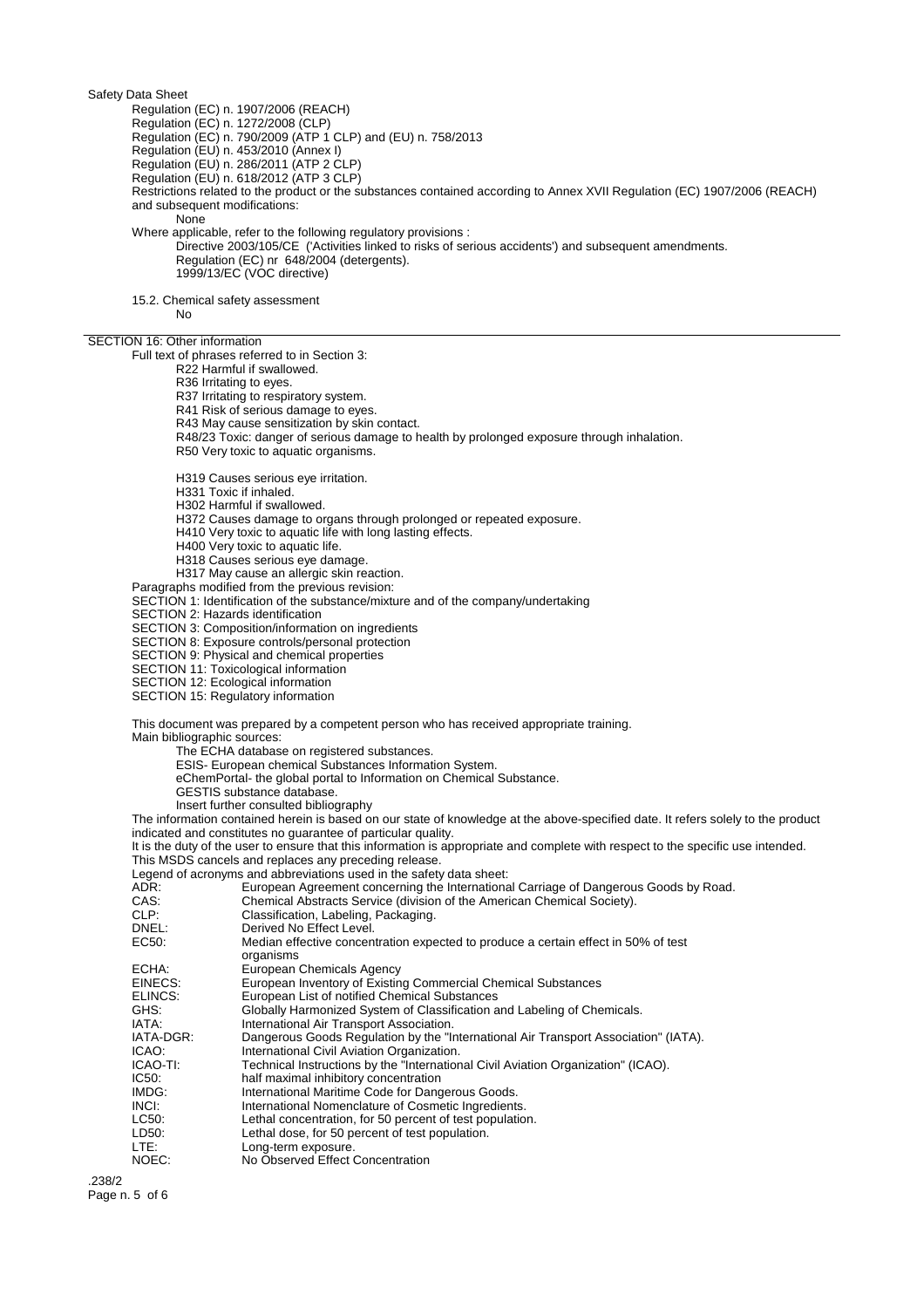Safety Data Sheet

Regulation (EC) n. 1907/2006 (REACH)
Regulation (EC) n. 1272/2008 (CLP)
Regulation (EC) n. 790/2009 (ATP 1 CLP) and (EU) n. 758/2013
Regulation (EU) n. 453/2010 (Annex I)
Regulation (EU) n. 286/2011 (ATP 2 CLP)
Regulation (EU) n. 618/2012 (ATP 3 CLP)

Restrictions related to the product or the substances contained according to Annex XVII Regulation (EC) 1907/2006 (REACH) and subsequent modifications:

None

Where applicable, refer to the following regulatory provisions :

Directive 2003/105/CE ('Activities linked to risks of serious accidents') and subsequent amendments.
Regulation (EC) nr 648/2004 (detergents).
1999/13/EC (VOC directive)

15.2. Chemical safety assessment

No

## SECTION 16: Other information

Full text of phrases referred to in Section 3:

R22 Harmful if swallowed.
R36 Irritating to eyes.
R37 Irritating to respiratory system.
R41 Risk of serious damage to eyes.
R43 May cause sensitization by skin contact.
R48/23 Toxic: danger of serious damage to health by prolonged exposure through inhalation.
R50 Very toxic to aquatic organisms.

H319 Causes serious eye irritation.
H331 Toxic if inhaled.
H302 Harmful if swallowed.
H372 Causes damage to organs through prolonged or repeated exposure.
H410 Very toxic to aquatic life with long lasting effects.
H400 Very toxic to aquatic life.
H318 Causes serious eye damage.
H317 May cause an allergic skin reaction.

Paragraphs modified from the previous revision:

SECTION 1: Identification of the substance/mixture and of the company/undertaking
SECTION 2: Hazards identification
SECTION 3: Composition/information on ingredients
SECTION 8: Exposure controls/personal protection
SECTION 9: Physical and chemical properties
SECTION 11: Toxicological information
SECTION 12: Ecological information
SECTION 15: Regulatory information

This document was prepared by a competent person who has received appropriate training.

Main bibliographic sources:

The ECHA database on registered substances.
ESIS- European chemical Substances Information System.
eChemPortal- the global portal to Information on Chemical Substance.
GESTIS substance database.
Insert further consulted bibliography

The information contained herein is based on our state of knowledge at the above-specified date. It refers solely to the product indicated and constitutes no guarantee of particular quality.

It is the duty of the user to ensure that this information is appropriate and complete with respect to the specific use intended.

This MSDS cancels and replaces any preceding release.

Legend of acronyms and abbreviations used in the safety data sheet:

| | |
|---|---|
| ADR: | European Agreement concerning the International Carriage of Dangerous Goods by Road. |
| CAS: | Chemical Abstracts Service (division of the American Chemical Society). |
| CLP: | Classification, Labeling, Packaging. |
| DNEL: | Derived No Effect Level. |
| EC50: | Median effective concentration expected to produce a certain effect in 50% of test organisms |
| ECHA: | European Chemicals Agency |
| EINECS: | European Inventory of Existing Commercial Chemical Substances |
| ELINCS: | European List of notified Chemical Substances |
| GHS: | Globally Harmonized System of Classification and Labeling of Chemicals. |
| IATA: | International Air Transport Association. |
| IATA-DGR: | Dangerous Goods Regulation by the "International Air Transport Association" (IATA). |
| ICAO: | International Civil Aviation Organization. |
| ICAO-TI: | Technical Instructions by the "International Civil Aviation Organization" (ICAO). |
| IC50: | half maximal inhibitory concentration |
| IMDG: | International Maritime Code for Dangerous Goods. |
| INCI: | International Nomenclature of Cosmetic Ingredients. |
| LC50: | Lethal concentration, for 50 percent of test population. |
| LD50: | Lethal dose, for 50 percent of test population. |
| LTE: | Long-term exposure. |
| NOEC: | No Observed Effect Concentration |

.238/2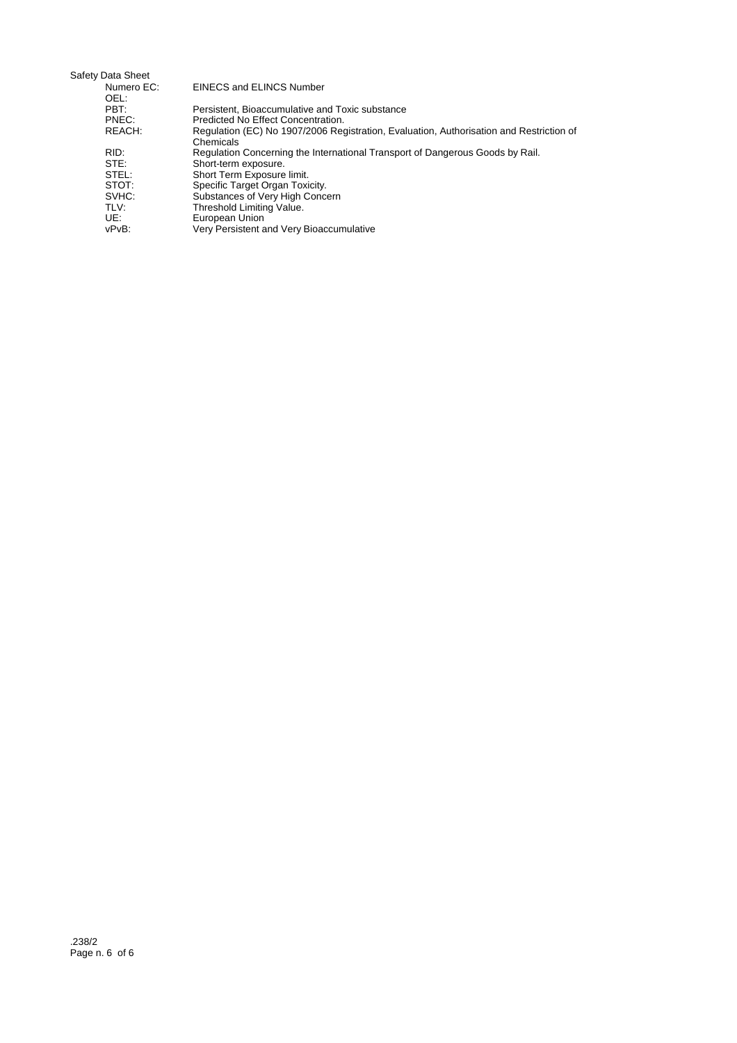| | |
|---|---|
| Numero EC: | EINECS and ELINCS Number |
| OEL: | |
| PBT: | Persistent, Bioaccumulative and Toxic substance |
| PNEC: | Predicted No Effect Concentration. |
| REACH: | Regulation (EC) No 1907/2006 Registration, Evaluation, Authorisation and Restriction of Chemicals |
| RID: | Regulation Concerning the International Transport of Dangerous Goods by Rail. |
| STE: | Short-term exposure. |
| STEL: | Short Term Exposure limit. |
| STOT: | Specific Target Organ Toxicity. |
| SVHC: | Substances of Very High Concern |
| TLV: | Threshold Limiting Value. |
| UE: | European Union |
| vPvB: | Very Persistent and Very Bioaccumulative |